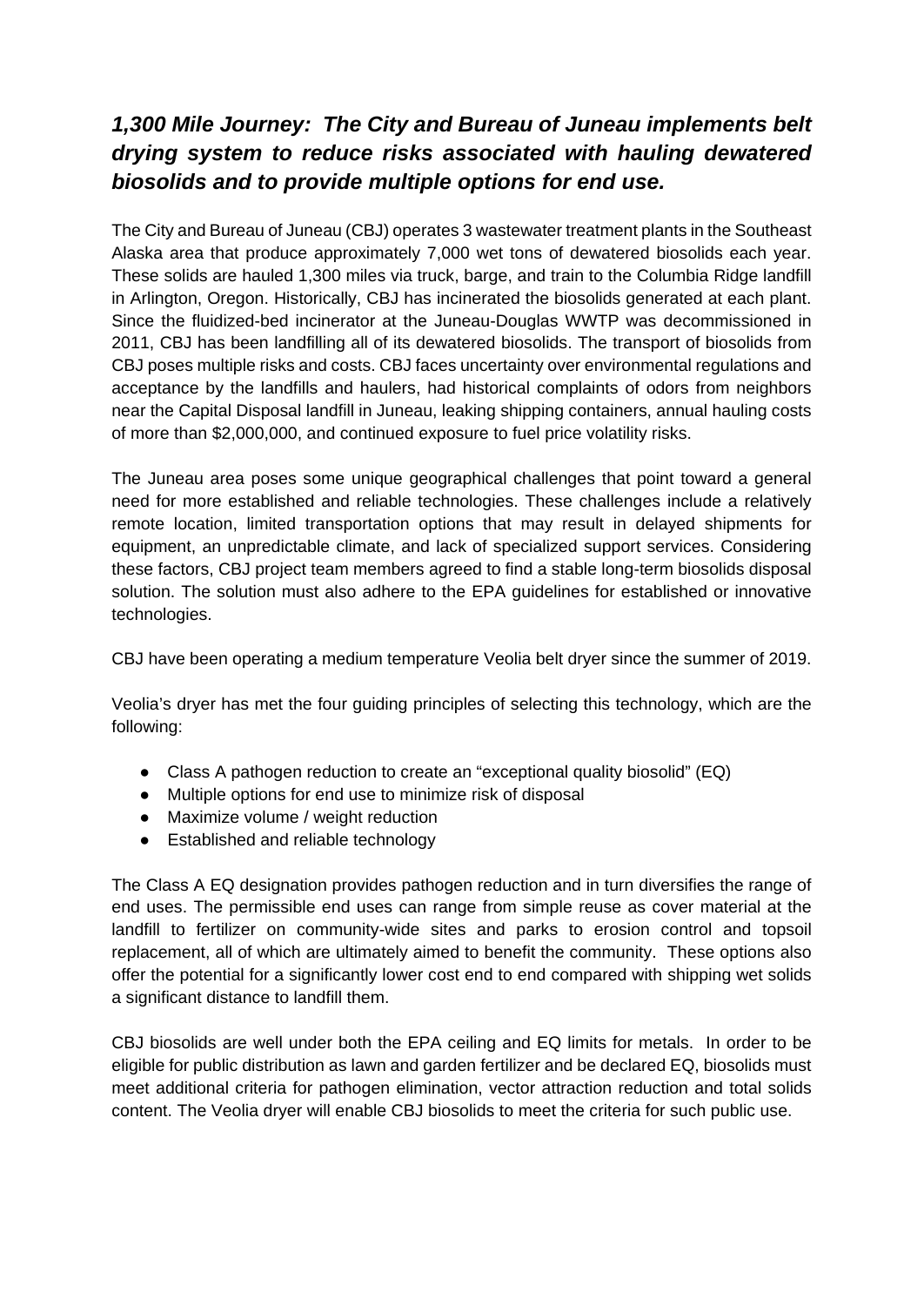# *1,300 Mile Journey: The City and Bureau of Juneau implements belt drying system to reduce risks associated with hauling dewatered biosolids and to provide multiple options for end use.*

The City and Bureau of Juneau (CBJ) operates 3 wastewater treatment plants in the Southeast Alaska area that produce approximately 7,000 wet tons of dewatered biosolids each year. These solids are hauled 1,300 miles via truck, barge, and train to the Columbia Ridge landfill in Arlington, Oregon. Historically, CBJ has incinerated the biosolids generated at each plant. Since the fluidized-bed incinerator at the Juneau-Douglas WWTP was decommissioned in 2011, CBJ has been landfilling all of its dewatered biosolids. The transport of biosolids from CBJ poses multiple risks and costs. CBJ faces uncertainty over environmental regulations and acceptance by the landfills and haulers, had historical complaints of odors from neighbors near the Capital Disposal landfill in Juneau, leaking shipping containers, annual hauling costs of more than $2,000,000, and continued exposure to fuel price volatility risks.

The Juneau area poses some unique geographical challenges that point toward a general need for more established and reliable technologies. These challenges include a relatively remote location, limited transportation options that may result in delayed shipments for equipment, an unpredictable climate, and lack of specialized support services. Considering these factors, CBJ project team members agreed to find a stable long-term biosolids disposal solution. The solution must also adhere to the EPA guidelines for established or innovative technologies.

CBJ have been operating a medium temperature Veolia belt dryer since the summer of 2019.

Veolia's dryer has met the four guiding principles of selecting this technology, which are the following:

- Class A pathogen reduction to create an "exceptional quality biosolid" (EQ)
- Multiple options for end use to minimize risk of disposal
- Maximize volume / weight reduction
- Established and reliable technology

The Class A EQ designation provides pathogen reduction and in turn diversifies the range of end uses. The permissible end uses can range from simple reuse as cover material at the landfill to fertilizer on community-wide sites and parks to erosion control and topsoil replacement, all of which are ultimately aimed to benefit the community. These options also offer the potential for a significantly lower cost end to end compared with shipping wet solids a significant distance to landfill them.

CBJ biosolids are well under both the EPA ceiling and EQ limits for metals. In order to be eligible for public distribution as lawn and garden fertilizer and be declared EQ, biosolids must meet additional criteria for pathogen elimination, vector attraction reduction and total solids content. The Veolia dryer will enable CBJ biosolids to meet the criteria for such public use.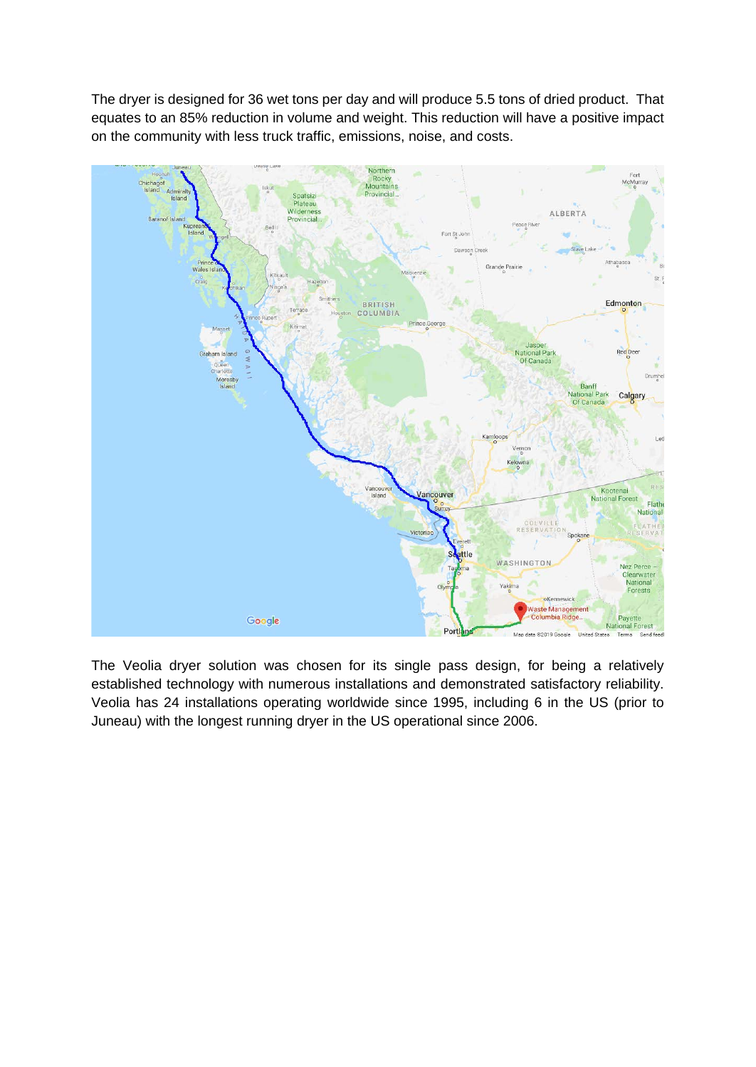The dryer is designed for 36 wet tons per day and will produce 5.5 tons of dried product. That equates to an 85% reduction in volume and weight. This reduction will have a positive impact on the community with less truck traffic, emissions, noise, and costs.

The Veolia dryer solution was chosen for its single pass design, for being a relatively established technology with numerous installations and demonstrated satisfactory reliability. Veolia has 24 installations operating worldwide since 1995, including 6 in the US (prior to Juneau) with the longest running dryer in the US operational since 2006.